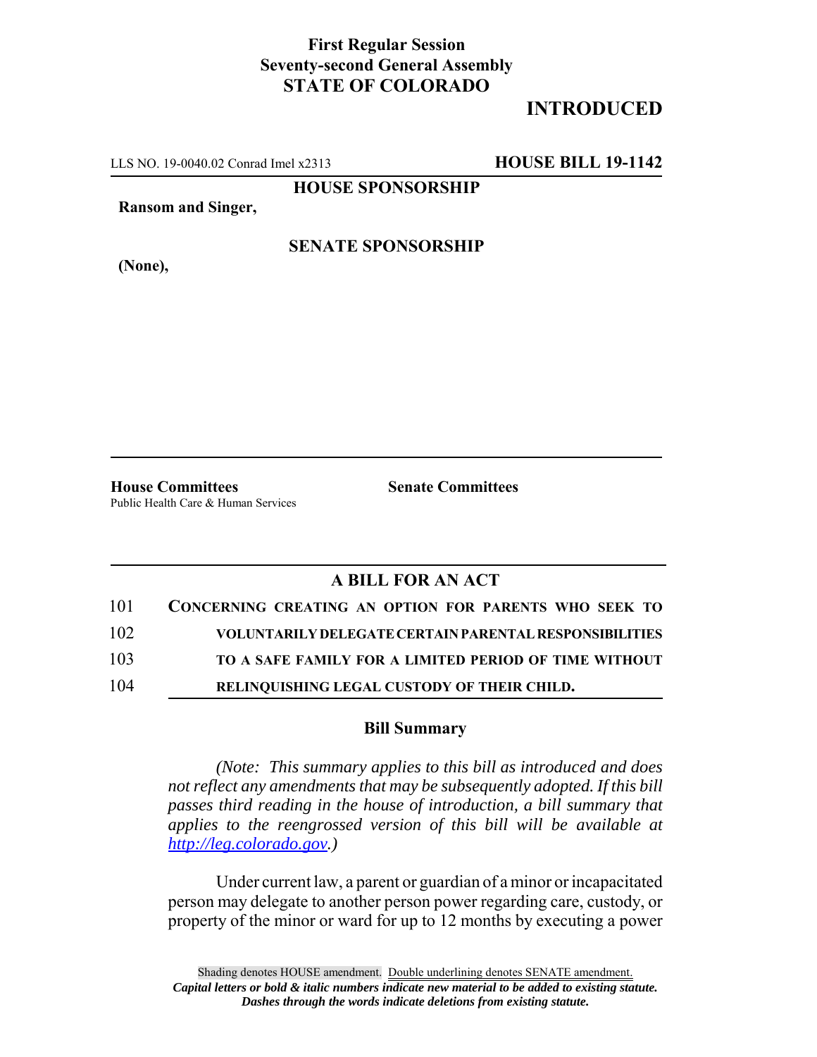**First Regular Session**
**Seventy-second General Assembly**
**STATE OF COLORADO**

**INTRODUCED**

LLS NO. 19-0040.02 Conrad Imel x2313 **HOUSE BILL 19-1142**

**HOUSE SPONSORSHIP**

**Ransom and Singer,**

**SENATE SPONSORSHIP**

**(None),**

**House Committees**
Public Health Care & Human Services

**Senate Committees**

## A BILL FOR AN ACT

101 **CONCERNING CREATING AN OPTION FOR PARENTS WHO SEEK TO**
102 **VOLUNTARILY DELEGATE CERTAIN PARENTAL RESPONSIBILITIES**
103 **TO A SAFE FAMILY FOR A LIMITED PERIOD OF TIME WITHOUT**
104 **RELINQUISHING LEGAL CUSTODY OF THEIR CHILD.**

### Bill Summary

*(Note: This summary applies to this bill as introduced and does not reflect any amendments that may be subsequently adopted. If this bill passes third reading in the house of introduction, a bill summary that applies to the reengrossed version of this bill will be available at http://leg.colorado.gov.)*

Under current law, a parent or guardian of a minor or incapacitated person may delegate to another person power regarding care, custody, or property of the minor or ward for up to 12 months by executing a power

Shading denotes HOUSE amendment. Double underlining denotes SENATE amendment.
*Capital letters or bold & italic numbers indicate new material to be added to existing statute.*
*Dashes through the words indicate deletions from existing statute.*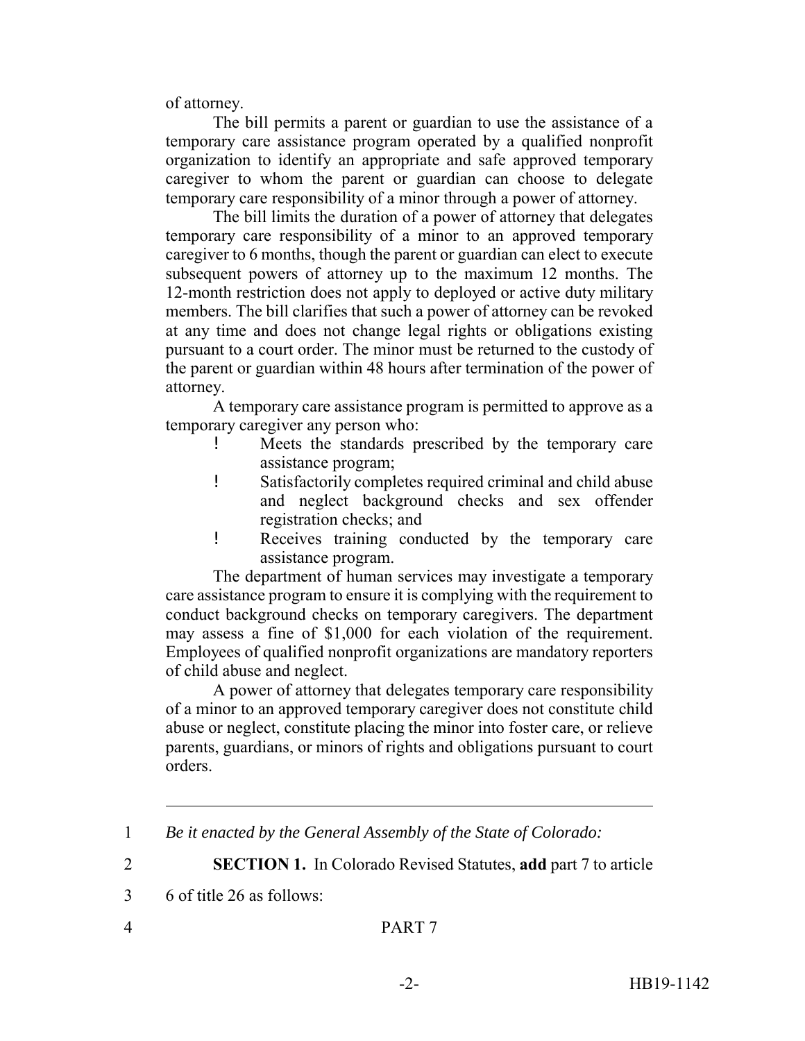of attorney.

The bill permits a parent or guardian to use the assistance of a temporary care assistance program operated by a qualified nonprofit organization to identify an appropriate and safe approved temporary caregiver to whom the parent or guardian can choose to delegate temporary care responsibility of a minor through a power of attorney.

The bill limits the duration of a power of attorney that delegates temporary care responsibility of a minor to an approved temporary caregiver to 6 months, though the parent or guardian can elect to execute subsequent powers of attorney up to the maximum 12 months. The 12-month restriction does not apply to deployed or active duty military members. The bill clarifies that such a power of attorney can be revoked at any time and does not change legal rights or obligations existing pursuant to a court order. The minor must be returned to the custody of the parent or guardian within 48 hours after termination of the power of attorney.

A temporary care assistance program is permitted to approve as a temporary caregiver any person who:

- Meets the standards prescribed by the temporary care assistance program;
- Satisfactorily completes required criminal and child abuse and neglect background checks and sex offender registration checks; and
- Receives training conducted by the temporary care assistance program.

The department of human services may investigate a temporary care assistance program to ensure it is complying with the requirement to conduct background checks on temporary caregivers. The department may assess a fine of $1,000 for each violation of the requirement. Employees of qualified nonprofit organizations are mandatory reporters of child abuse and neglect.

A power of attorney that delegates temporary care responsibility of a minor to an approved temporary caregiver does not constitute child abuse or neglect, constitute placing the minor into foster care, or relieve parents, guardians, or minors of rights and obligations pursuant to court orders.

---

1 *Be it enacted by the General Assembly of the State of Colorado:*

2 **SECTION 1.** In Colorado Revised Statutes, **add** part 7 to article

3 6 of title 26 as follows:

4 PART 7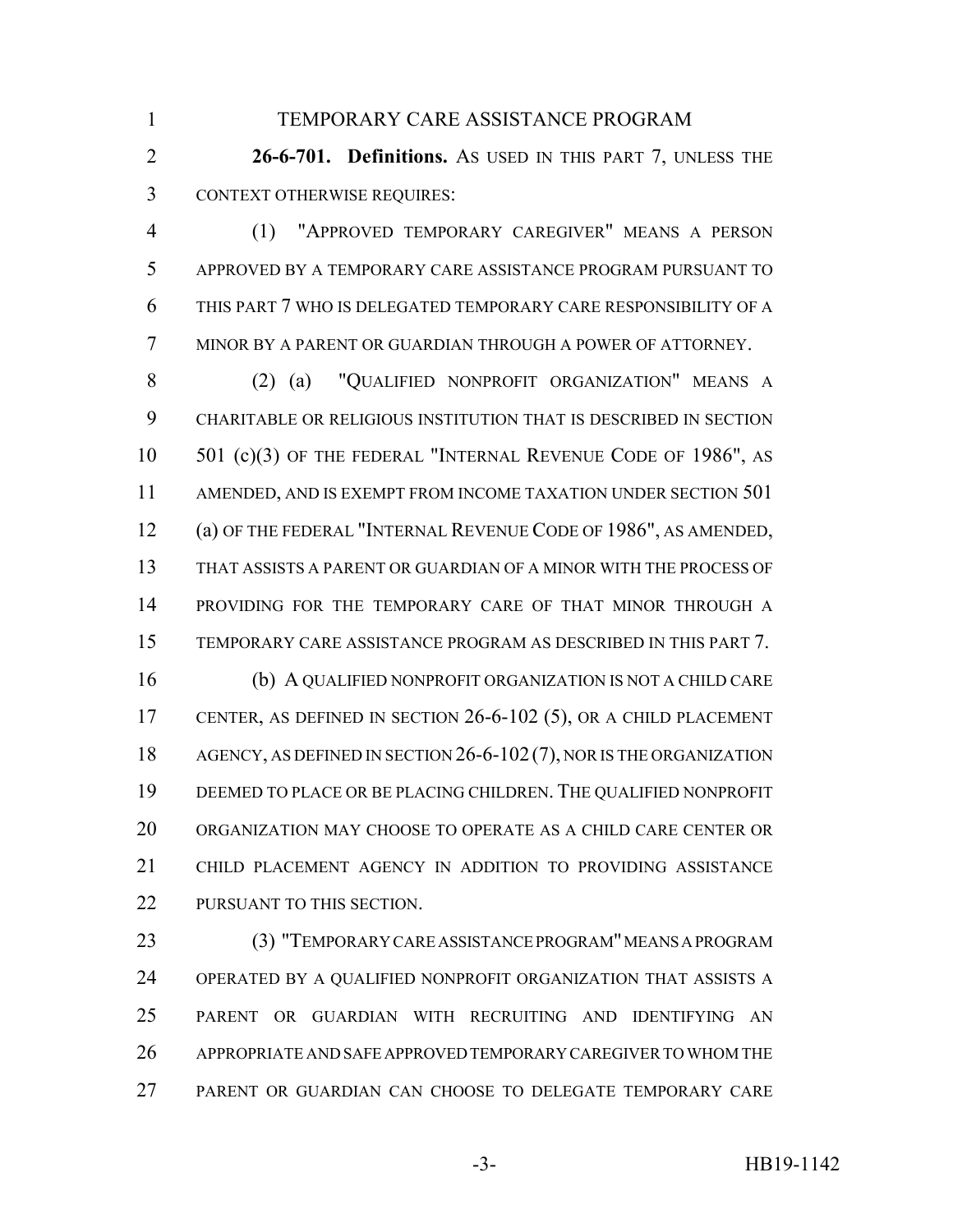TEMPORARY CARE ASSISTANCE PROGRAM

**26-6-701. Definitions.** AS USED IN THIS PART 7, UNLESS THE CONTEXT OTHERWISE REQUIRES:

(1) "APPROVED TEMPORARY CAREGIVER" MEANS A PERSON APPROVED BY A TEMPORARY CARE ASSISTANCE PROGRAM PURSUANT TO THIS PART 7 WHO IS DELEGATED TEMPORARY CARE RESPONSIBILITY OF A MINOR BY A PARENT OR GUARDIAN THROUGH A POWER OF ATTORNEY.

(2) (a) "QUALIFIED NONPROFIT ORGANIZATION" MEANS A CHARITABLE OR RELIGIOUS INSTITUTION THAT IS DESCRIBED IN SECTION 501 (c)(3) OF THE FEDERAL "INTERNAL REVENUE CODE OF 1986", AS AMENDED, AND IS EXEMPT FROM INCOME TAXATION UNDER SECTION 501 (a) OF THE FEDERAL "INTERNAL REVENUE CODE OF 1986", AS AMENDED, THAT ASSISTS A PARENT OR GUARDIAN OF A MINOR WITH THE PROCESS OF PROVIDING FOR THE TEMPORARY CARE OF THAT MINOR THROUGH A TEMPORARY CARE ASSISTANCE PROGRAM AS DESCRIBED IN THIS PART 7.

(b) A QUALIFIED NONPROFIT ORGANIZATION IS NOT A CHILD CARE CENTER, AS DEFINED IN SECTION 26-6-102 (5), OR A CHILD PLACEMENT AGENCY, AS DEFINED IN SECTION 26-6-102 (7), NOR IS THE ORGANIZATION DEEMED TO PLACE OR BE PLACING CHILDREN. THE QUALIFIED NONPROFIT ORGANIZATION MAY CHOOSE TO OPERATE AS A CHILD CARE CENTER OR CHILD PLACEMENT AGENCY IN ADDITION TO PROVIDING ASSISTANCE PURSUANT TO THIS SECTION.

(3) "TEMPORARY CARE ASSISTANCE PROGRAM" MEANS A PROGRAM OPERATED BY A QUALIFIED NONPROFIT ORGANIZATION THAT ASSISTS A PARENT OR GUARDIAN WITH RECRUITING AND IDENTIFYING AN APPROPRIATE AND SAFE APPROVED TEMPORARY CAREGIVER TO WHOM THE PARENT OR GUARDIAN CAN CHOOSE TO DELEGATE TEMPORARY CARE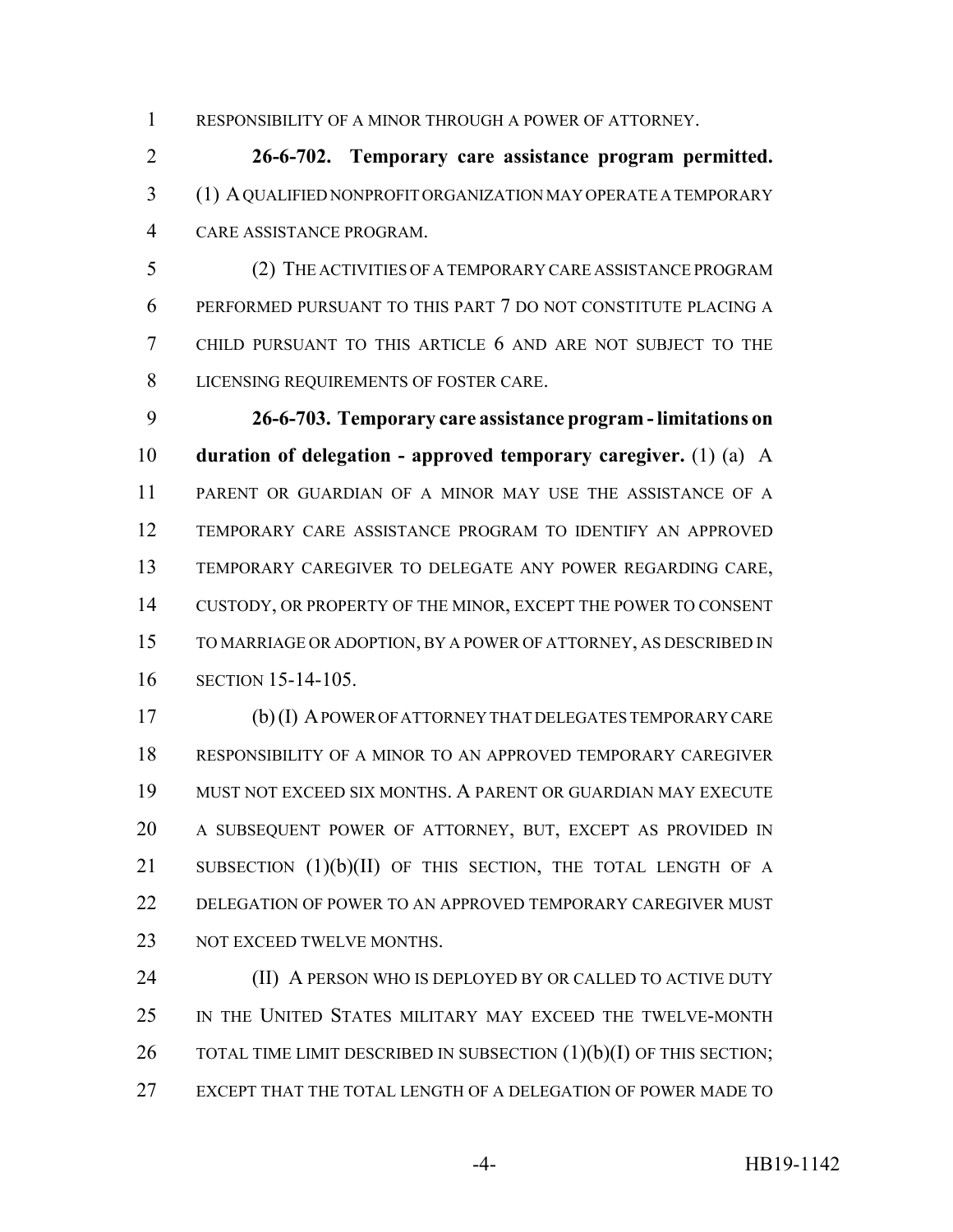RESPONSIBILITY OF A MINOR THROUGH A POWER OF ATTORNEY.

**26-6-702. Temporary care assistance program permitted.** (1) A QUALIFIED NONPROFIT ORGANIZATION MAY OPERATE A TEMPORARY CARE ASSISTANCE PROGRAM.

(2) THE ACTIVITIES OF A TEMPORARY CARE ASSISTANCE PROGRAM PERFORMED PURSUANT TO THIS PART 7 DO NOT CONSTITUTE PLACING A CHILD PURSUANT TO THIS ARTICLE 6 AND ARE NOT SUBJECT TO THE LICENSING REQUIREMENTS OF FOSTER CARE.

**26-6-703. Temporary care assistance program - limitations on duration of delegation - approved temporary caregiver.** (1) (a) A PARENT OR GUARDIAN OF A MINOR MAY USE THE ASSISTANCE OF A TEMPORARY CARE ASSISTANCE PROGRAM TO IDENTIFY AN APPROVED TEMPORARY CAREGIVER TO DELEGATE ANY POWER REGARDING CARE, CUSTODY, OR PROPERTY OF THE MINOR, EXCEPT THE POWER TO CONSENT TO MARRIAGE OR ADOPTION, BY A POWER OF ATTORNEY, AS DESCRIBED IN SECTION 15-14-105.

(b) (I) A POWER OF ATTORNEY THAT DELEGATES TEMPORARY CARE RESPONSIBILITY OF A MINOR TO AN APPROVED TEMPORARY CAREGIVER MUST NOT EXCEED SIX MONTHS. A PARENT OR GUARDIAN MAY EXECUTE A SUBSEQUENT POWER OF ATTORNEY, BUT, EXCEPT AS PROVIDED IN SUBSECTION (1)(b)(II) OF THIS SECTION, THE TOTAL LENGTH OF A DELEGATION OF POWER TO AN APPROVED TEMPORARY CAREGIVER MUST NOT EXCEED TWELVE MONTHS.

(II) A PERSON WHO IS DEPLOYED BY OR CALLED TO ACTIVE DUTY IN THE UNITED STATES MILITARY MAY EXCEED THE TWELVE-MONTH TOTAL TIME LIMIT DESCRIBED IN SUBSECTION (1)(b)(I) OF THIS SECTION; EXCEPT THAT THE TOTAL LENGTH OF A DELEGATION OF POWER MADE TO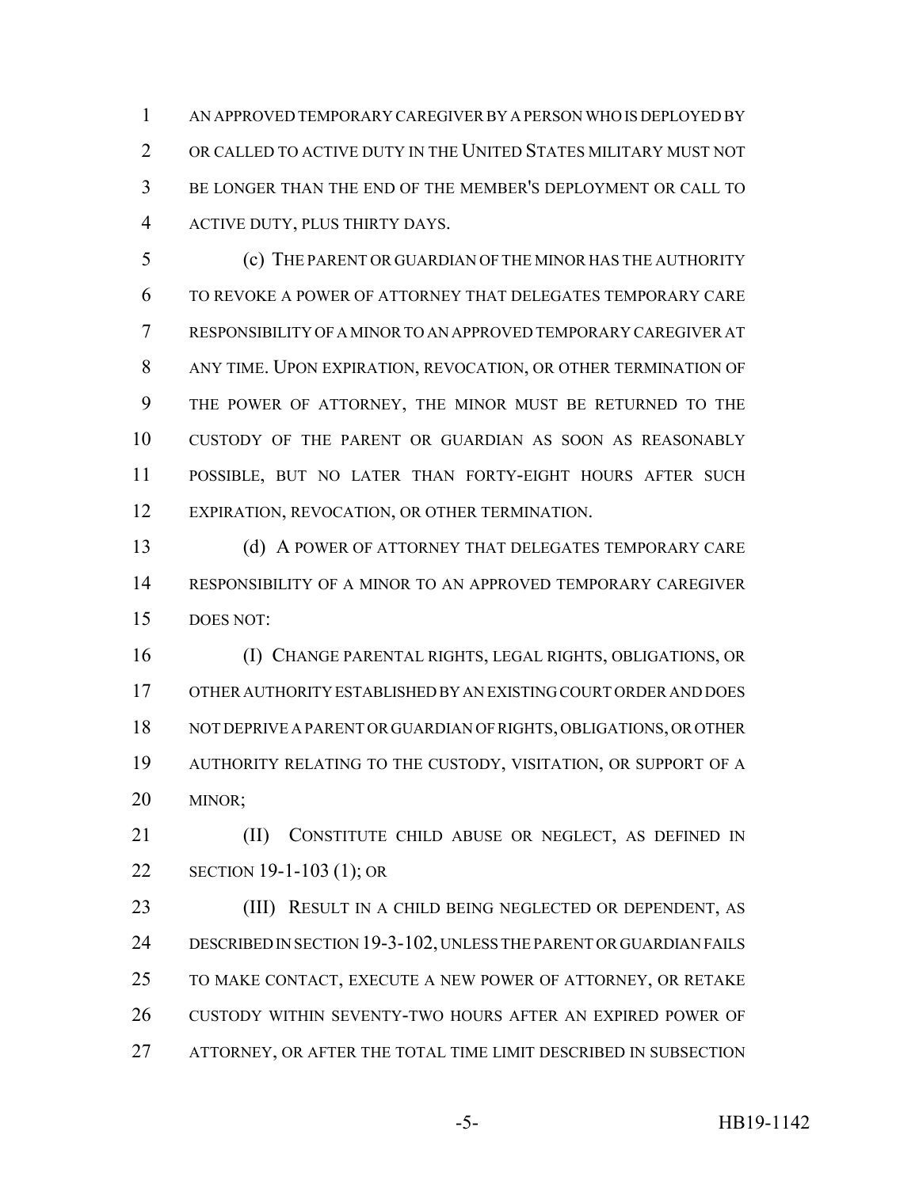AN APPROVED TEMPORARY CAREGIVER BY A PERSON WHO IS DEPLOYED BY OR CALLED TO ACTIVE DUTY IN THE UNITED STATES MILITARY MUST NOT BE LONGER THAN THE END OF THE MEMBER'S DEPLOYMENT OR CALL TO ACTIVE DUTY, PLUS THIRTY DAYS.

(c) THE PARENT OR GUARDIAN OF THE MINOR HAS THE AUTHORITY TO REVOKE A POWER OF ATTORNEY THAT DELEGATES TEMPORARY CARE RESPONSIBILITY OF A MINOR TO AN APPROVED TEMPORARY CAREGIVER AT ANY TIME. UPON EXPIRATION, REVOCATION, OR OTHER TERMINATION OF THE POWER OF ATTORNEY, THE MINOR MUST BE RETURNED TO THE CUSTODY OF THE PARENT OR GUARDIAN AS SOON AS REASONABLY POSSIBLE, BUT NO LATER THAN FORTY-EIGHT HOURS AFTER SUCH EXPIRATION, REVOCATION, OR OTHER TERMINATION.

(d) A POWER OF ATTORNEY THAT DELEGATES TEMPORARY CARE RESPONSIBILITY OF A MINOR TO AN APPROVED TEMPORARY CAREGIVER DOES NOT:

(I) CHANGE PARENTAL RIGHTS, LEGAL RIGHTS, OBLIGATIONS, OR OTHER AUTHORITY ESTABLISHED BY AN EXISTING COURT ORDER AND DOES NOT DEPRIVE A PARENT OR GUARDIAN OF RIGHTS, OBLIGATIONS, OR OTHER AUTHORITY RELATING TO THE CUSTODY, VISITATION, OR SUPPORT OF A MINOR;

(II) CONSTITUTE CHILD ABUSE OR NEGLECT, AS DEFINED IN SECTION 19-1-103 (1); OR

(III) RESULT IN A CHILD BEING NEGLECTED OR DEPENDENT, AS DESCRIBED IN SECTION 19-3-102, UNLESS THE PARENT OR GUARDIAN FAILS TO MAKE CONTACT, EXECUTE A NEW POWER OF ATTORNEY, OR RETAKE CUSTODY WITHIN SEVENTY-TWO HOURS AFTER AN EXPIRED POWER OF ATTORNEY, OR AFTER THE TOTAL TIME LIMIT DESCRIBED IN SUBSECTION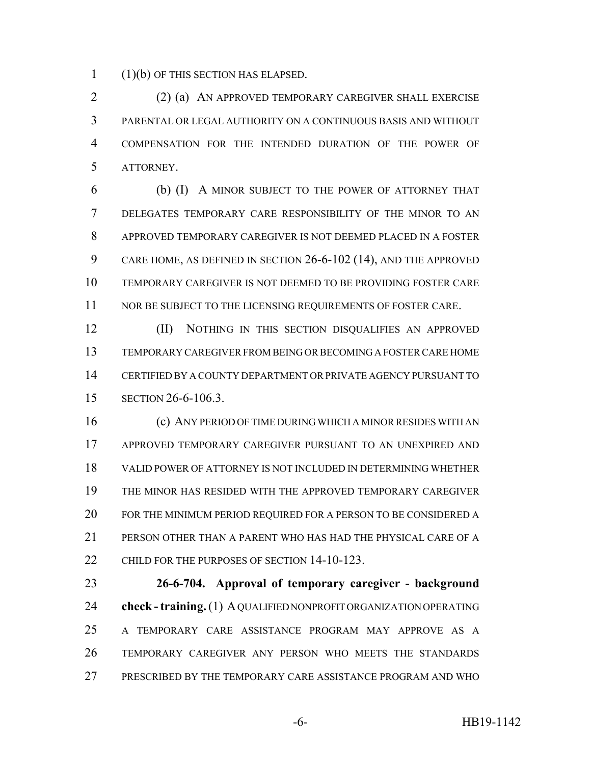(1)(b) OF THIS SECTION HAS ELAPSED.

(2) (a) AN APPROVED TEMPORARY CAREGIVER SHALL EXERCISE PARENTAL OR LEGAL AUTHORITY ON A CONTINUOUS BASIS AND WITHOUT COMPENSATION FOR THE INTENDED DURATION OF THE POWER OF ATTORNEY.

(b) (I) A MINOR SUBJECT TO THE POWER OF ATTORNEY THAT DELEGATES TEMPORARY CARE RESPONSIBILITY OF THE MINOR TO AN APPROVED TEMPORARY CAREGIVER IS NOT DEEMED PLACED IN A FOSTER CARE HOME, AS DEFINED IN SECTION 26-6-102 (14), AND THE APPROVED TEMPORARY CAREGIVER IS NOT DEEMED TO BE PROVIDING FOSTER CARE NOR BE SUBJECT TO THE LICENSING REQUIREMENTS OF FOSTER CARE.

(II) NOTHING IN THIS SECTION DISQUALIFIES AN APPROVED TEMPORARY CAREGIVER FROM BEING OR BECOMING A FOSTER CARE HOME CERTIFIED BY A COUNTY DEPARTMENT OR PRIVATE AGENCY PURSUANT TO SECTION 26-6-106.3.

(c) ANY PERIOD OF TIME DURING WHICH A MINOR RESIDES WITH AN APPROVED TEMPORARY CAREGIVER PURSUANT TO AN UNEXPIRED AND VALID POWER OF ATTORNEY IS NOT INCLUDED IN DETERMINING WHETHER THE MINOR HAS RESIDED WITH THE APPROVED TEMPORARY CAREGIVER FOR THE MINIMUM PERIOD REQUIRED FOR A PERSON TO BE CONSIDERED A PERSON OTHER THAN A PARENT WHO HAS HAD THE PHYSICAL CARE OF A CHILD FOR THE PURPOSES OF SECTION 14-10-123.

**26-6-704. Approval of temporary caregiver - background check - training.** (1) A QUALIFIED NONPROFIT ORGANIZATION OPERATING A TEMPORARY CARE ASSISTANCE PROGRAM MAY APPROVE AS A TEMPORARY CAREGIVER ANY PERSON WHO MEETS THE STANDARDS PRESCRIBED BY THE TEMPORARY CARE ASSISTANCE PROGRAM AND WHO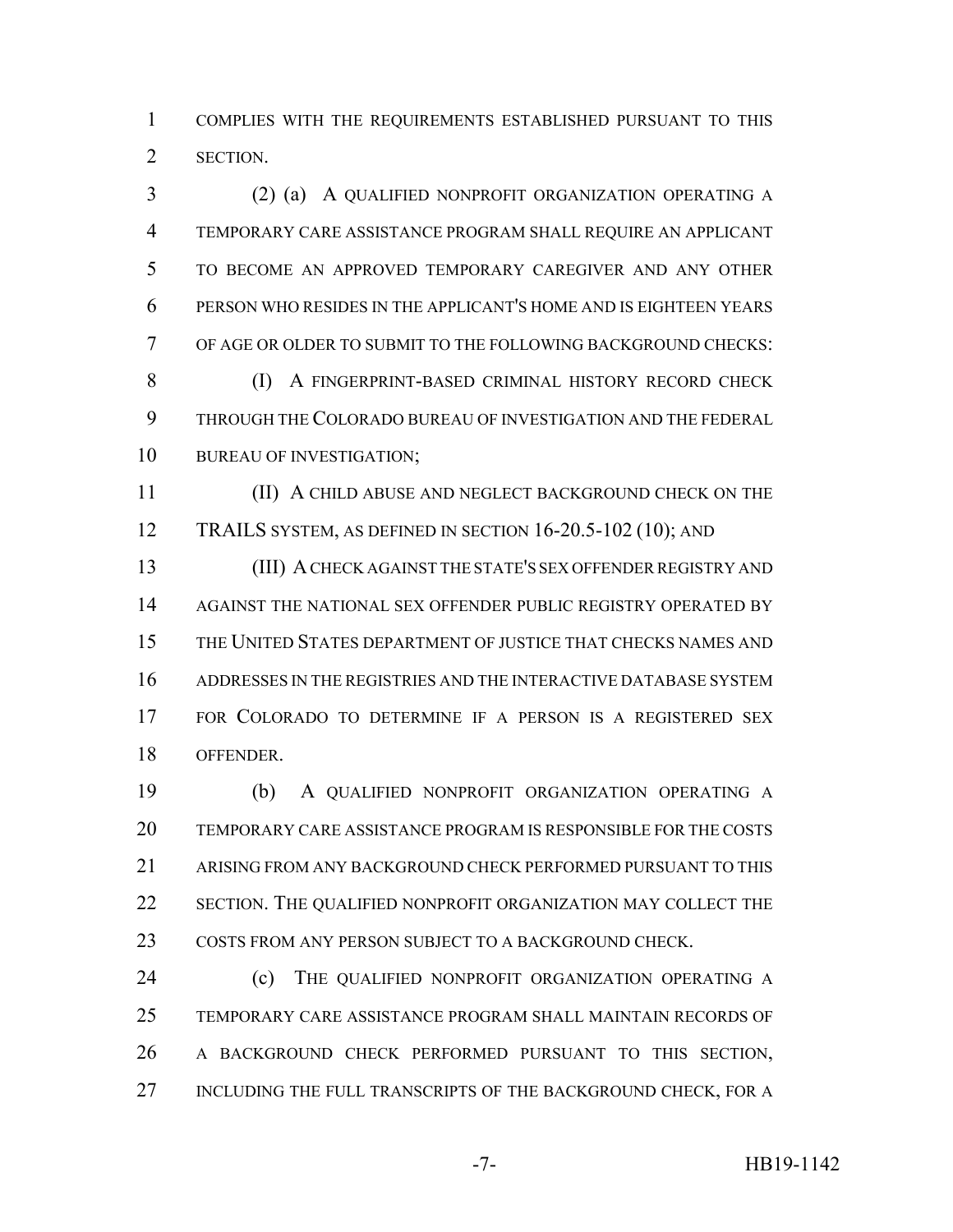COMPLIES WITH THE REQUIREMENTS ESTABLISHED PURSUANT TO THIS SECTION.

(2) (a) A QUALIFIED NONPROFIT ORGANIZATION OPERATING A TEMPORARY CARE ASSISTANCE PROGRAM SHALL REQUIRE AN APPLICANT TO BECOME AN APPROVED TEMPORARY CAREGIVER AND ANY OTHER PERSON WHO RESIDES IN THE APPLICANT'S HOME AND IS EIGHTEEN YEARS OF AGE OR OLDER TO SUBMIT TO THE FOLLOWING BACKGROUND CHECKS:

(I) A FINGERPRINT-BASED CRIMINAL HISTORY RECORD CHECK THROUGH THE COLORADO BUREAU OF INVESTIGATION AND THE FEDERAL BUREAU OF INVESTIGATION;

(II) A CHILD ABUSE AND NEGLECT BACKGROUND CHECK ON THE TRAILS SYSTEM, AS DEFINED IN SECTION 16-20.5-102 (10); AND

(III) A CHECK AGAINST THE STATE'S SEX OFFENDER REGISTRY AND AGAINST THE NATIONAL SEX OFFENDER PUBLIC REGISTRY OPERATED BY THE UNITED STATES DEPARTMENT OF JUSTICE THAT CHECKS NAMES AND ADDRESSES IN THE REGISTRIES AND THE INTERACTIVE DATABASE SYSTEM FOR COLORADO TO DETERMINE IF A PERSON IS A REGISTERED SEX OFFENDER.

(b) A QUALIFIED NONPROFIT ORGANIZATION OPERATING A TEMPORARY CARE ASSISTANCE PROGRAM IS RESPONSIBLE FOR THE COSTS ARISING FROM ANY BACKGROUND CHECK PERFORMED PURSUANT TO THIS SECTION. THE QUALIFIED NONPROFIT ORGANIZATION MAY COLLECT THE COSTS FROM ANY PERSON SUBJECT TO A BACKGROUND CHECK.

(c) THE QUALIFIED NONPROFIT ORGANIZATION OPERATING A TEMPORARY CARE ASSISTANCE PROGRAM SHALL MAINTAIN RECORDS OF A BACKGROUND CHECK PERFORMED PURSUANT TO THIS SECTION, INCLUDING THE FULL TRANSCRIPTS OF THE BACKGROUND CHECK, FOR A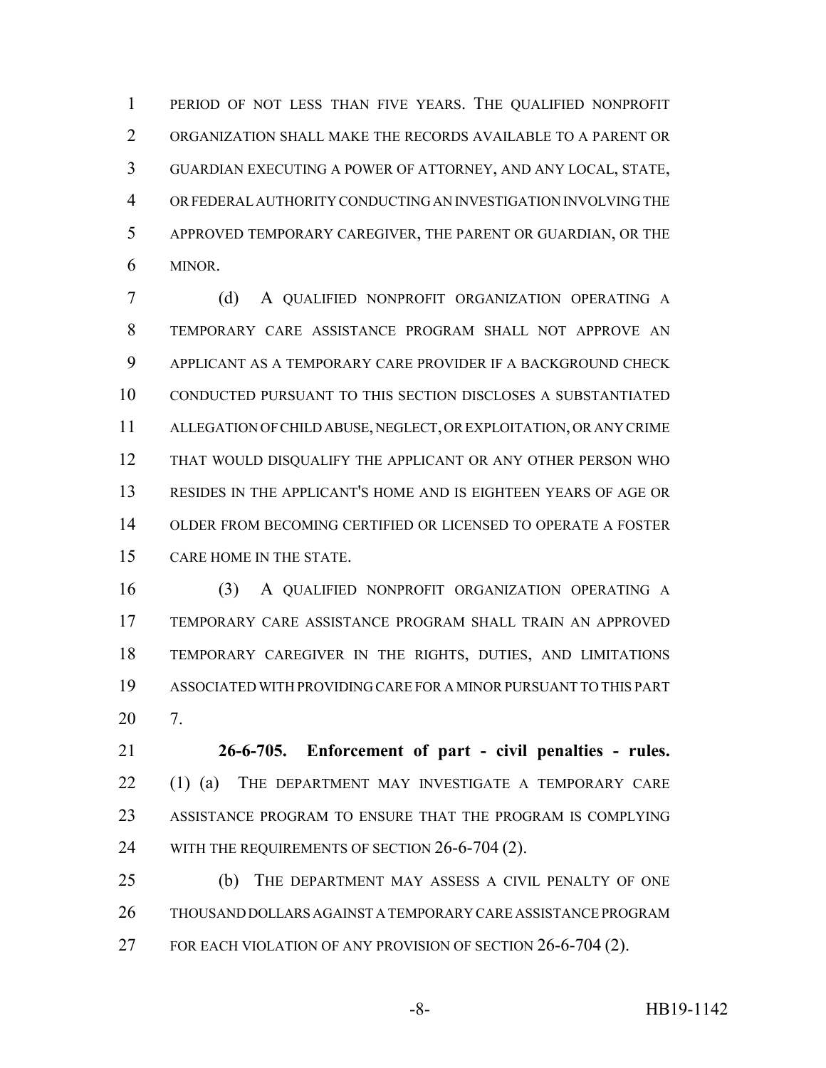PERIOD OF NOT LESS THAN FIVE YEARS. THE QUALIFIED NONPROFIT ORGANIZATION SHALL MAKE THE RECORDS AVAILABLE TO A PARENT OR GUARDIAN EXECUTING A POWER OF ATTORNEY, AND ANY LOCAL, STATE, OR FEDERAL AUTHORITY CONDUCTING AN INVESTIGATION INVOLVING THE APPROVED TEMPORARY CAREGIVER, THE PARENT OR GUARDIAN, OR THE MINOR.

(d) A QUALIFIED NONPROFIT ORGANIZATION OPERATING A TEMPORARY CARE ASSISTANCE PROGRAM SHALL NOT APPROVE AN APPLICANT AS A TEMPORARY CARE PROVIDER IF A BACKGROUND CHECK CONDUCTED PURSUANT TO THIS SECTION DISCLOSES A SUBSTANTIATED ALLEGATION OF CHILD ABUSE, NEGLECT, OR EXPLOITATION, OR ANY CRIME THAT WOULD DISQUALIFY THE APPLICANT OR ANY OTHER PERSON WHO RESIDES IN THE APPLICANT'S HOME AND IS EIGHTEEN YEARS OF AGE OR OLDER FROM BECOMING CERTIFIED OR LICENSED TO OPERATE A FOSTER CARE HOME IN THE STATE.

(3) A QUALIFIED NONPROFIT ORGANIZATION OPERATING A TEMPORARY CARE ASSISTANCE PROGRAM SHALL TRAIN AN APPROVED TEMPORARY CAREGIVER IN THE RIGHTS, DUTIES, AND LIMITATIONS ASSOCIATED WITH PROVIDING CARE FOR A MINOR PURSUANT TO THIS PART 7.

**26-6-705. Enforcement of part - civil penalties - rules.** (1) (a) THE DEPARTMENT MAY INVESTIGATE A TEMPORARY CARE ASSISTANCE PROGRAM TO ENSURE THAT THE PROGRAM IS COMPLYING WITH THE REQUIREMENTS OF SECTION 26-6-704 (2).

(b) THE DEPARTMENT MAY ASSESS A CIVIL PENALTY OF ONE THOUSAND DOLLARS AGAINST A TEMPORARY CARE ASSISTANCE PROGRAM FOR EACH VIOLATION OF ANY PROVISION OF SECTION 26-6-704 (2).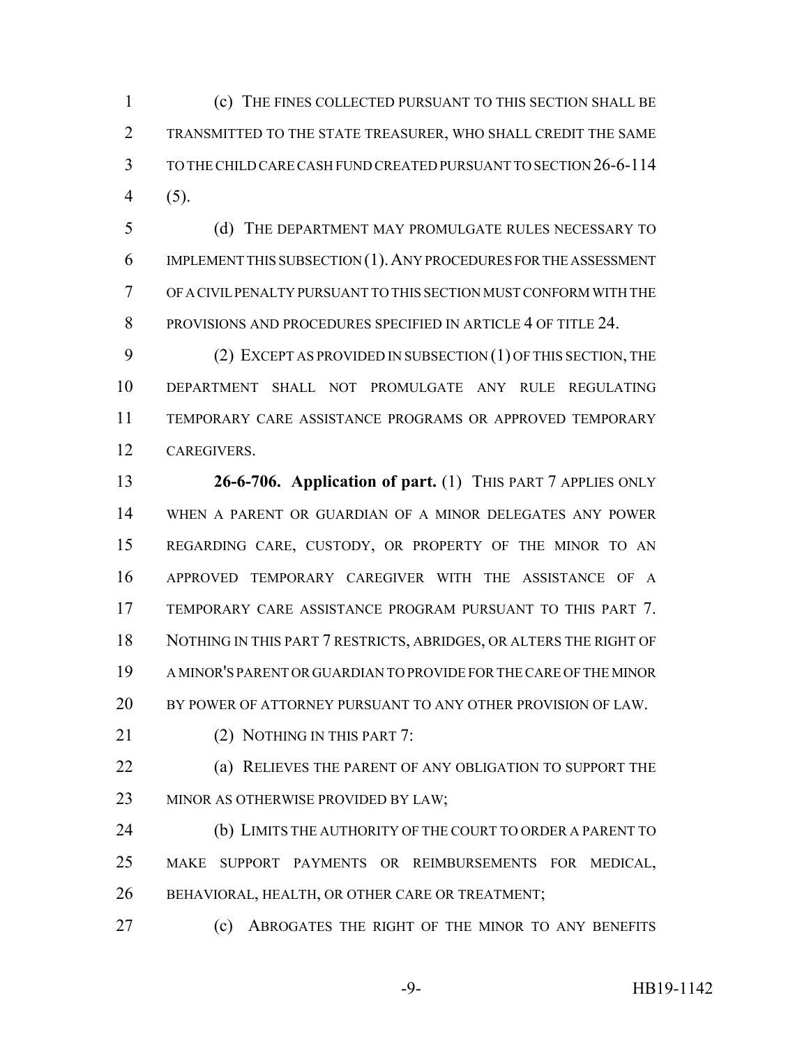(c) THE FINES COLLECTED PURSUANT TO THIS SECTION SHALL BE TRANSMITTED TO THE STATE TREASURER, WHO SHALL CREDIT THE SAME TO THE CHILD CARE CASH FUND CREATED PURSUANT TO SECTION 26-6-114 (5).

(d) THE DEPARTMENT MAY PROMULGATE RULES NECESSARY TO IMPLEMENT THIS SUBSECTION (1). ANY PROCEDURES FOR THE ASSESSMENT OF A CIVIL PENALTY PURSUANT TO THIS SECTION MUST CONFORM WITH THE PROVISIONS AND PROCEDURES SPECIFIED IN ARTICLE 4 OF TITLE 24.

(2) EXCEPT AS PROVIDED IN SUBSECTION (1) OF THIS SECTION, THE DEPARTMENT SHALL NOT PROMULGATE ANY RULE REGULATING TEMPORARY CARE ASSISTANCE PROGRAMS OR APPROVED TEMPORARY CAREGIVERS.

**26-6-706. Application of part.** (1) THIS PART 7 APPLIES ONLY WHEN A PARENT OR GUARDIAN OF A MINOR DELEGATES ANY POWER REGARDING CARE, CUSTODY, OR PROPERTY OF THE MINOR TO AN APPROVED TEMPORARY CAREGIVER WITH THE ASSISTANCE OF A TEMPORARY CARE ASSISTANCE PROGRAM PURSUANT TO THIS PART 7. NOTHING IN THIS PART 7 RESTRICTS, ABRIDGES, OR ALTERS THE RIGHT OF A MINOR'S PARENT OR GUARDIAN TO PROVIDE FOR THE CARE OF THE MINOR BY POWER OF ATTORNEY PURSUANT TO ANY OTHER PROVISION OF LAW.

(2) NOTHING IN THIS PART 7:

(a) RELIEVES THE PARENT OF ANY OBLIGATION TO SUPPORT THE MINOR AS OTHERWISE PROVIDED BY LAW;

(b) LIMITS THE AUTHORITY OF THE COURT TO ORDER A PARENT TO MAKE SUPPORT PAYMENTS OR REIMBURSEMENTS FOR MEDICAL, BEHAVIORAL, HEALTH, OR OTHER CARE OR TREATMENT;

(c) ABROGATES THE RIGHT OF THE MINOR TO ANY BENEFITS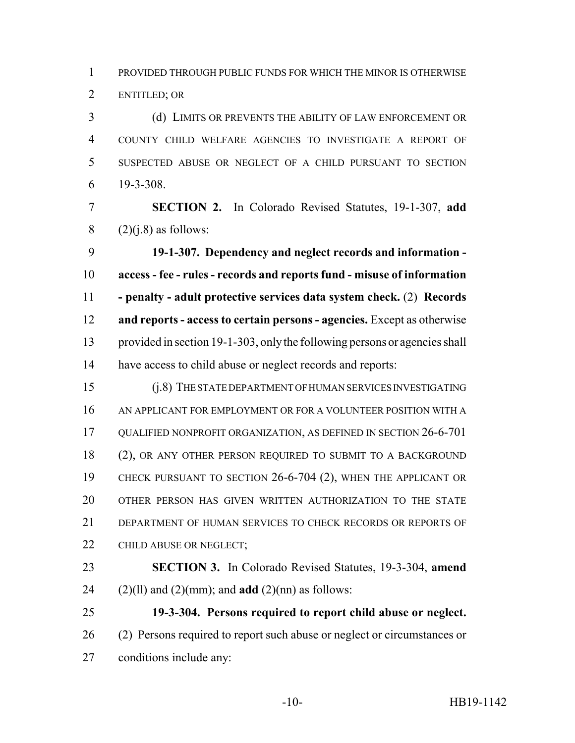PROVIDED THROUGH PUBLIC FUNDS FOR WHICH THE MINOR IS OTHERWISE ENTITLED; OR

(d) LIMITS OR PREVENTS THE ABILITY OF LAW ENFORCEMENT OR COUNTY CHILD WELFARE AGENCIES TO INVESTIGATE A REPORT OF SUSPECTED ABUSE OR NEGLECT OF A CHILD PURSUANT TO SECTION 19-3-308.

**SECTION 2.** In Colorado Revised Statutes, 19-1-307, **add** (2)(j.8) as follows:

**19-1-307. Dependency and neglect records and information - access - fee - rules - records and reports fund - misuse of information - penalty - adult protective services data system check.** (2) **Records and reports - access to certain persons - agencies.** Except as otherwise provided in section 19-1-303, only the following persons or agencies shall have access to child abuse or neglect records and reports:

(j.8) THE STATE DEPARTMENT OF HUMAN SERVICES INVESTIGATING AN APPLICANT FOR EMPLOYMENT OR FOR A VOLUNTEER POSITION WITH A QUALIFIED NONPROFIT ORGANIZATION, AS DEFINED IN SECTION 26-6-701 (2), OR ANY OTHER PERSON REQUIRED TO SUBMIT TO A BACKGROUND CHECK PURSUANT TO SECTION 26-6-704 (2), WHEN THE APPLICANT OR OTHER PERSON HAS GIVEN WRITTEN AUTHORIZATION TO THE STATE DEPARTMENT OF HUMAN SERVICES TO CHECK RECORDS OR REPORTS OF CHILD ABUSE OR NEGLECT;

**SECTION 3.** In Colorado Revised Statutes, 19-3-304, **amend** (2)(ll) and (2)(mm); and **add** (2)(nn) as follows:

**19-3-304. Persons required to report child abuse or neglect.** (2) Persons required to report such abuse or neglect or circumstances or conditions include any: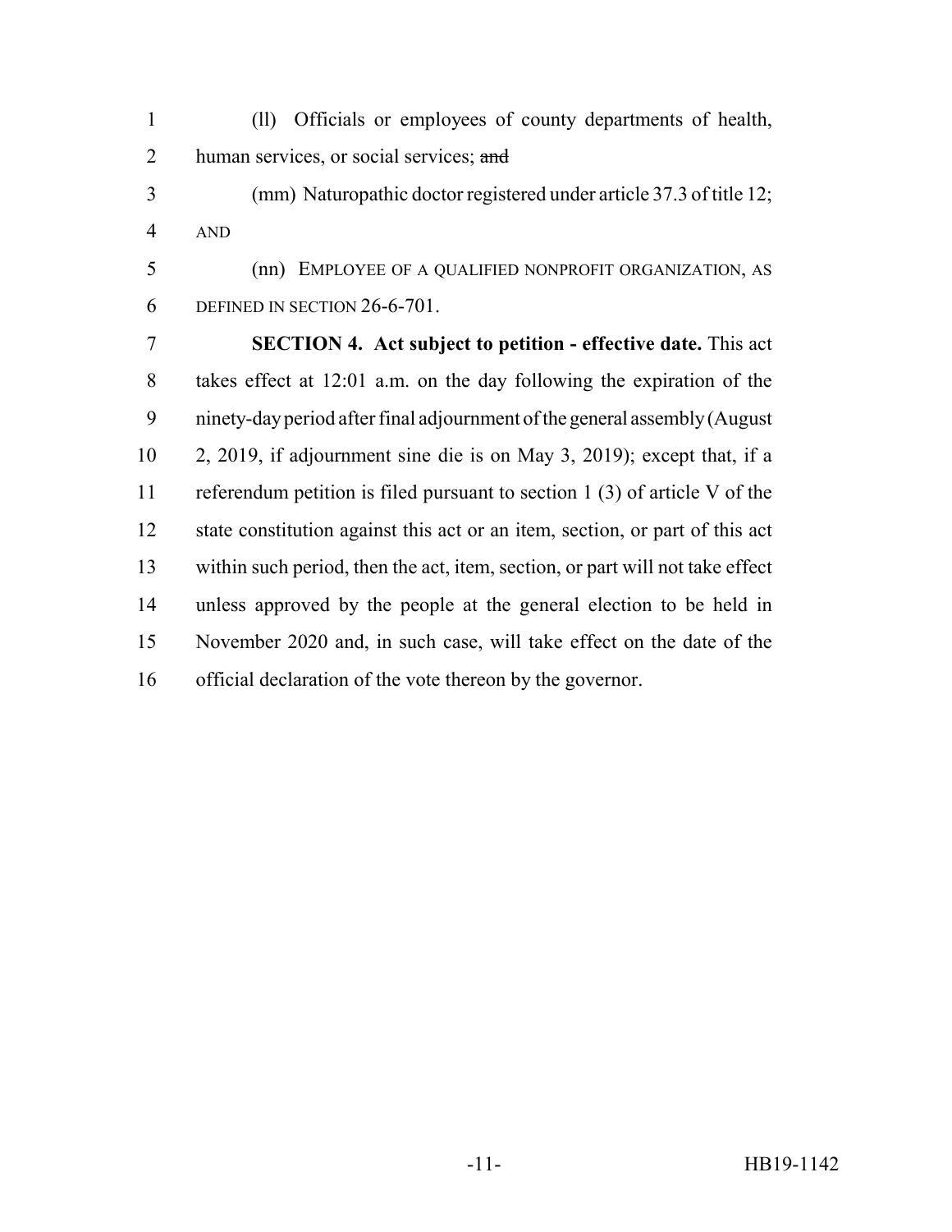(ll) Officials or employees of county departments of health, human services, or social services; ~~and~~

(mm) Naturopathic doctor registered under article 37.3 of title 12; AND

(nn) EMPLOYEE OF A QUALIFIED NONPROFIT ORGANIZATION, AS DEFINED IN SECTION 26-6-701.

**SECTION 4. Act subject to petition - effective date.** This act takes effect at 12:01 a.m. on the day following the expiration of the ninety-day period after final adjournment of the general assembly (August 2, 2019, if adjournment sine die is on May 3, 2019); except that, if a referendum petition is filed pursuant to section 1 (3) of article V of the state constitution against this act or an item, section, or part of this act within such period, then the act, item, section, or part will not take effect unless approved by the people at the general election to be held in November 2020 and, in such case, will take effect on the date of the official declaration of the vote thereon by the governor.